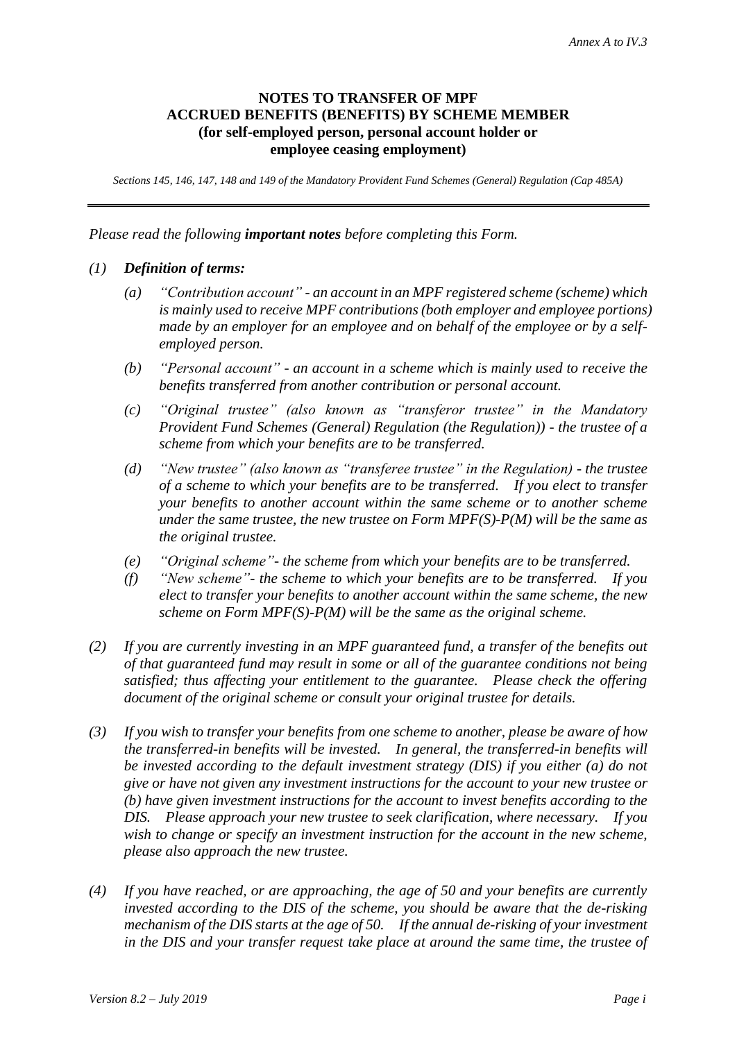Annex A to IV.3

## NOTES TO TRANSFER OF MPF ACCRUED BENEFITS (BENEFITS) BY SCHEME MEMBER (for self-employed person, personal account holder or employee ceasing employment)

*Sections 145, 146, 147, 148 and 149 of the Mandatory Provident Fund Schemes (General) Regulation (Cap 485A)*

---

*Please read the following **important notes** before completing this Form.*

*(1)* ***Definition of terms:***

*(a)* *"Contribution account" - an account in an MPF registered scheme (scheme) which is mainly used to receive MPF contributions (both employer and employee portions) made by an employer for an employee and on behalf of the employee or by a self-employed person.*

*(b)* *"Personal account" - an account in a scheme which is mainly used to receive the benefits transferred from another contribution or personal account.*

*(c)* *"Original trustee" (also known as "transferor trustee" in the Mandatory Provident Fund Schemes (General) Regulation (the Regulation)) - the trustee of a scheme from which your benefits are to be transferred.*

*(d)* *"New trustee" (also known as "transferee trustee" in the Regulation) - the trustee of a scheme to which your benefits are to be transferred. If you elect to transfer your benefits to another account within the same scheme or to another scheme under the same trustee, the new trustee on Form MPF(S)-P(M) will be the same as the original trustee.*

*(e)* *"Original scheme"- the scheme from which your benefits are to be transferred.*

*(f)* *"New scheme"- the scheme to which your benefits are to be transferred. If you elect to transfer your benefits to another account within the same scheme, the new scheme on Form MPF(S)-P(M) will be the same as the original scheme.*

*(2)* *If you are currently investing in an MPF guaranteed fund, a transfer of the benefits out of that guaranteed fund may result in some or all of the guarantee conditions not being satisfied; thus affecting your entitlement to the guarantee. Please check the offering document of the original scheme or consult your original trustee for details.*

*(3)* *If you wish to transfer your benefits from one scheme to another, please be aware of how the transferred-in benefits will be invested. In general, the transferred-in benefits will be invested according to the default investment strategy (DIS) if you either (a) do not give or have not given any investment instructions for the account to your new trustee or (b) have given investment instructions for the account to invest benefits according to the DIS. Please approach your new trustee to seek clarification, where necessary. If you wish to change or specify an investment instruction for the account in the new scheme, please also approach the new trustee.*

*(4)* *If you have reached, or are approaching, the age of 50 and your benefits are currently invested according to the DIS of the scheme, you should be aware that the de-risking mechanism of the DIS starts at the age of 50. If the annual de-risking of your investment in the DIS and your transfer request take place at around the same time, the trustee of*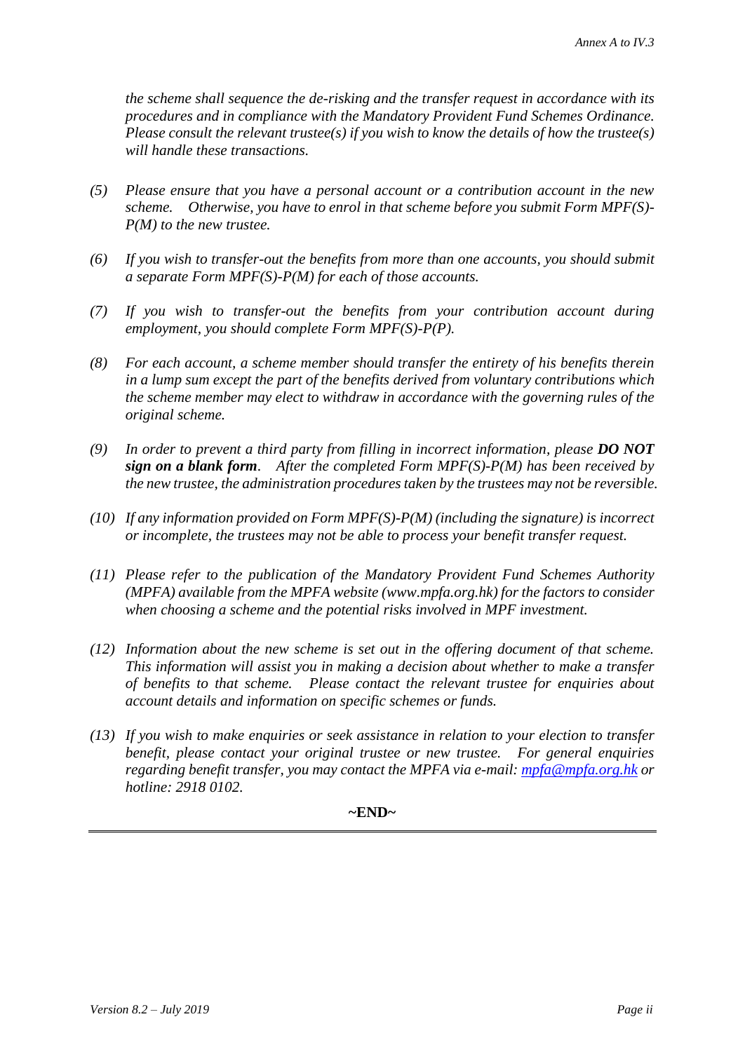*the scheme shall sequence the de-risking and the transfer request in accordance with its procedures and in compliance with the Mandatory Provident Fund Schemes Ordinance. Please consult the relevant trustee(s) if you wish to know the details of how the trustee(s) will handle these transactions.*

*(5) Please ensure that you have a personal account or a contribution account in the new scheme. Otherwise, you have to enrol in that scheme before you submit Form MPF(S)-P(M) to the new trustee.*

*(6) If you wish to transfer-out the benefits from more than one accounts, you should submit a separate Form MPF(S)-P(M) for each of those accounts.*

*(7) If you wish to transfer-out the benefits from your contribution account during employment, you should complete Form MPF(S)-P(P).*

*(8) For each account, a scheme member should transfer the entirety of his benefits therein in a lump sum except the part of the benefits derived from voluntary contributions which the scheme member may elect to withdraw in accordance with the governing rules of the original scheme.*

*(9) In order to prevent a third party from filling in incorrect information, please* ***DO NOT sign on a blank form****. After the completed Form MPF(S)-P(M) has been received by the new trustee, the administration procedures taken by the trustees may not be reversible.*

*(10) If any information provided on Form MPF(S)-P(M) (including the signature) is incorrect or incomplete, the trustees may not be able to process your benefit transfer request.*

*(11) Please refer to the publication of the Mandatory Provident Fund Schemes Authority (MPFA) available from the MPFA website (www.mpfa.org.hk) for the factors to consider when choosing a scheme and the potential risks involved in MPF investment.*

*(12) Information about the new scheme is set out in the offering document of that scheme. This information will assist you in making a decision about whether to make a transfer of benefits to that scheme. Please contact the relevant trustee for enquiries about account details and information on specific schemes or funds.*

*(13) If you wish to make enquiries or seek assistance in relation to your election to transfer benefit, please contact your original trustee or new trustee. For general enquiries regarding benefit transfer, you may contact the MPFA via e-mail: mpfa@mpfa.org.hk or hotline: 2918 0102.*

**~END~**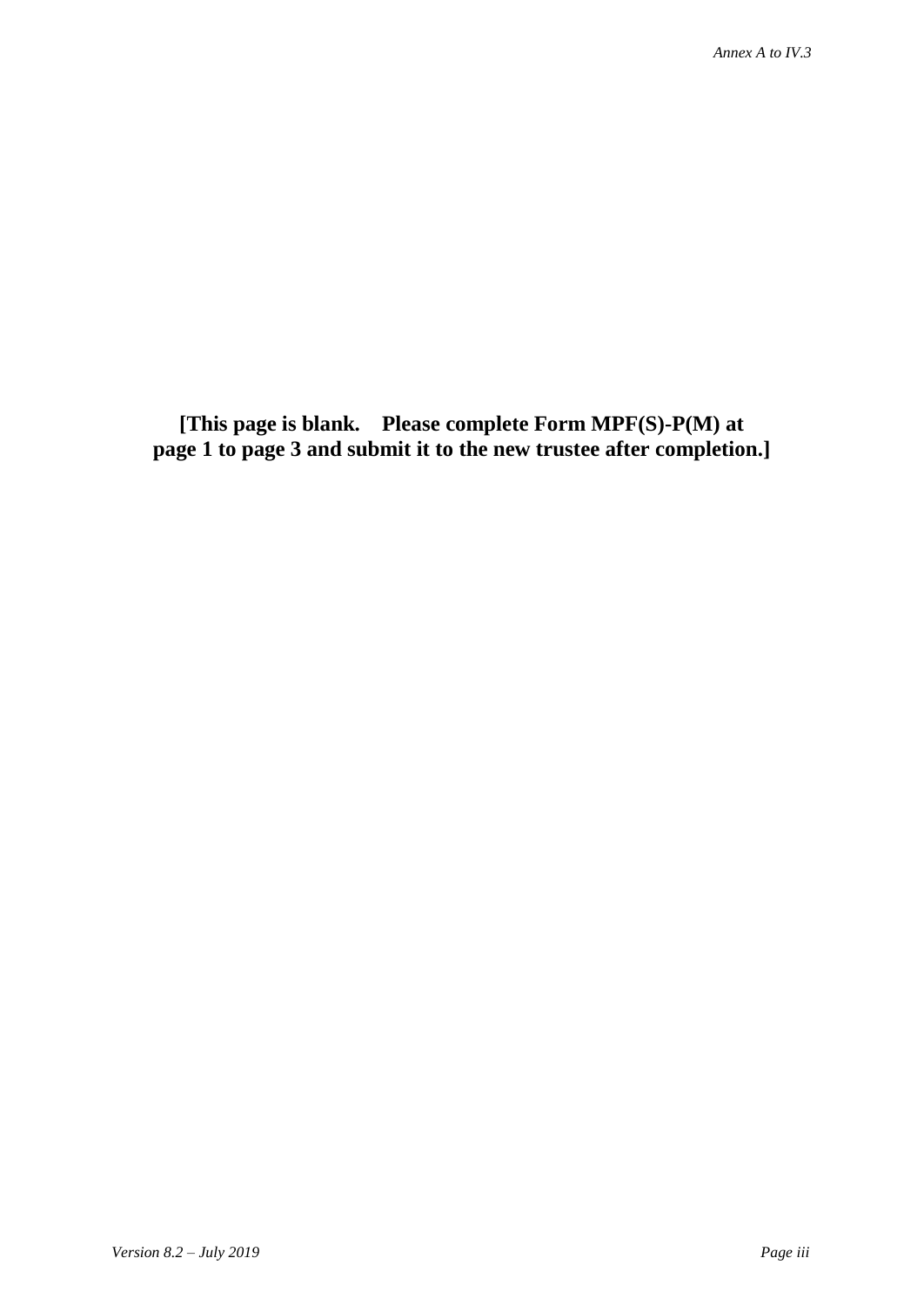**[This page is blank.    Please complete Form MPF(S)-P(M) at page 1 to page 3 and submit it to the new trustee after completion.]**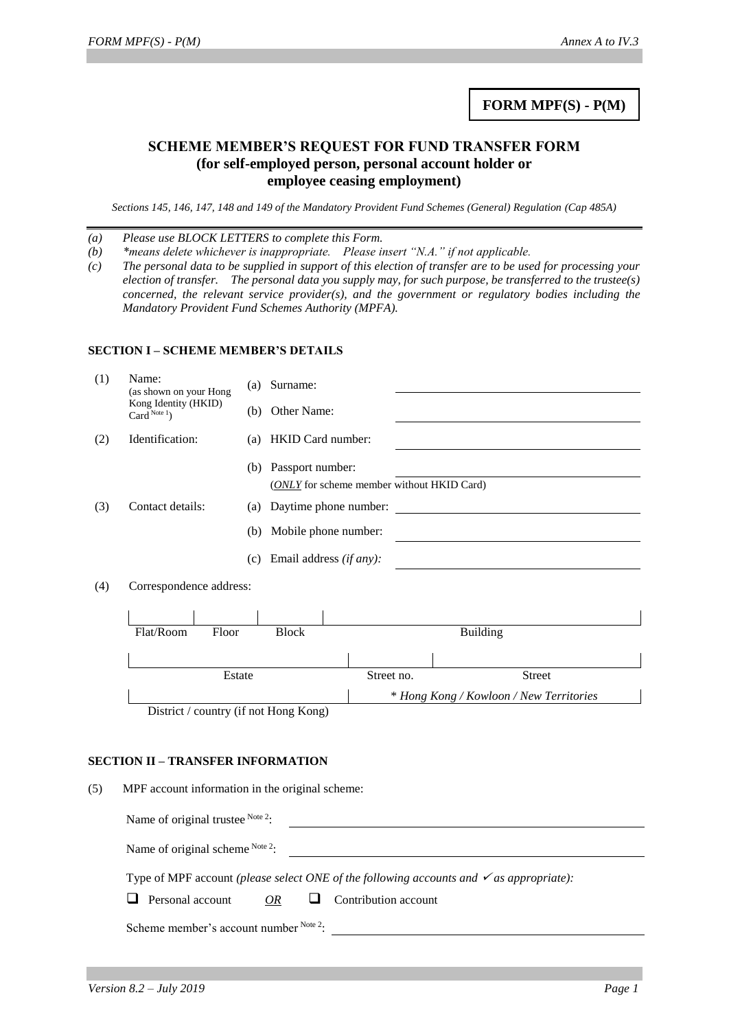**FORM MPF(S) - P(M)**

## SCHEME MEMBER'S REQUEST FOR FUND TRANSFER FORM
## (for self-employed person, personal account holder or employee ceasing employment)

*Sections 145, 146, 147, 148 and 149 of the Mandatory Provident Fund Schemes (General) Regulation (Cap 485A)*

---

*(a) Please use BLOCK LETTERS to complete this Form.*

*(b) \*means delete whichever is inappropriate. Please insert "N.A." if not applicable.*

*(c) The personal data to be supplied in support of this election of transfer are to be used for processing your election of transfer. The personal data you supply may, for such purpose, be transferred to the trustee(s) concerned, the relevant service provider(s), and the government or regulatory bodies including the Mandatory Provident Fund Schemes Authority (MPFA).*

### SECTION I – SCHEME MEMBER'S DETAILS

(1) Name: (as shown on your Hong Kong Identity (HKID) Card [Note 1])

(a) Surname: ______________________

(b) Other Name: ______________________

(2) Identification:

(a) HKID Card number: ______________________

(b) Passport number: ______________________
(*ONLY* for scheme member without HKID Card)

(3) Contact details:

(a) Daytime phone number: ______________________

(b) Mobile phone number: ______________________

(c) Email address *(if any)*: ______________________

(4) Correspondence address:

| Flat/Room | Floor | Block | Building |
|---|---|---|---|
| | | | |

| Estate | Street no. | Street |
|---|---|---|
| | | |

| District / country (if not Hong Kong) | * *Hong Kong / Kowloon / New Territories* |
|---|---|
| | |

### SECTION II – TRANSFER INFORMATION

(5) MPF account information in the original scheme:

Name of original trustee [Note 2]: ______________________

Name of original scheme [Note 2]: ______________________

Type of MPF account *(please select ONE of the following accounts and ✓ as appropriate):*

☐ Personal account *OR* ☐ Contribution account

Scheme member's account number [Note 2]: ______________________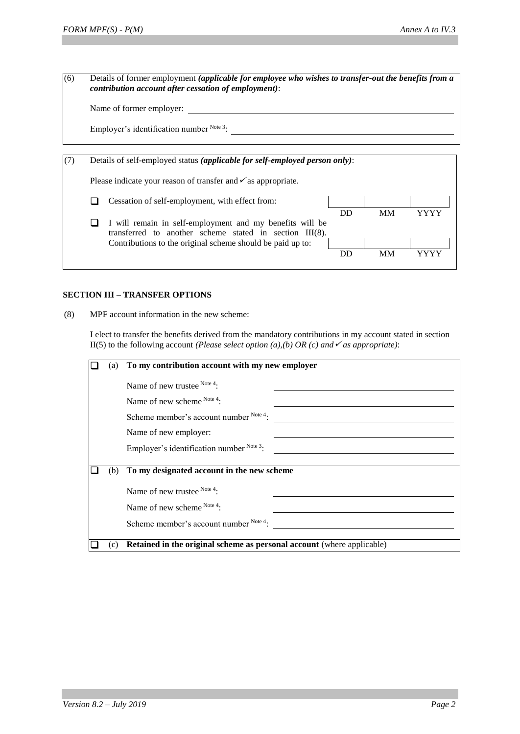(6) Details of former employment ***(applicable for employee who wishes to transfer-out the benefits from a contribution account after cessation of employment)***:

Name of former employer: ____________________

Employer's identification number [Note 3]: ____________________

(7) Details of self-employed status ***(applicable for self-employed person only)***:

Please indicate your reason of transfer and ✓ as appropriate.

- ❑ Cessation of self-employment, with effect from: ____ DD ____ MM ____ YYYY
- ❑ I will remain in self-employment and my benefits will be transferred to another scheme stated in section III(8). Contributions to the original scheme should be paid up to: ____ DD ____ MM ____ YYYY

## SECTION III – TRANSFER OPTIONS

(8) MPF account information in the new scheme:

I elect to transfer the benefits derived from the mandatory contributions in my account stated in section II(5) to the following account *(Please select option (a),(b) OR (c) and ✓ as appropriate)*:

| | | |
|---|---|---|
| ❑ | (a) | **To my contribution account with my new employer** |
| | | Name of new trustee [Note 4]: ____________________ |
| | | Name of new scheme [Note 4]: ____________________ |
| | | Scheme member's account number [Note 4]: ____________________ |
| | | Name of new employer: ____________________ |
| | | Employer's identification number [Note 3]: ____________________ |
| ❑ | (b) | **To my designated account in the new scheme** |
| | | Name of new trustee [Note 4]: ____________________ |
| | | Name of new scheme [Note 4]: ____________________ |
| | | Scheme member's account number [Note 4]: ____________________ |
| ❑ | (c) | **Retained in the original scheme as personal account** (where applicable) |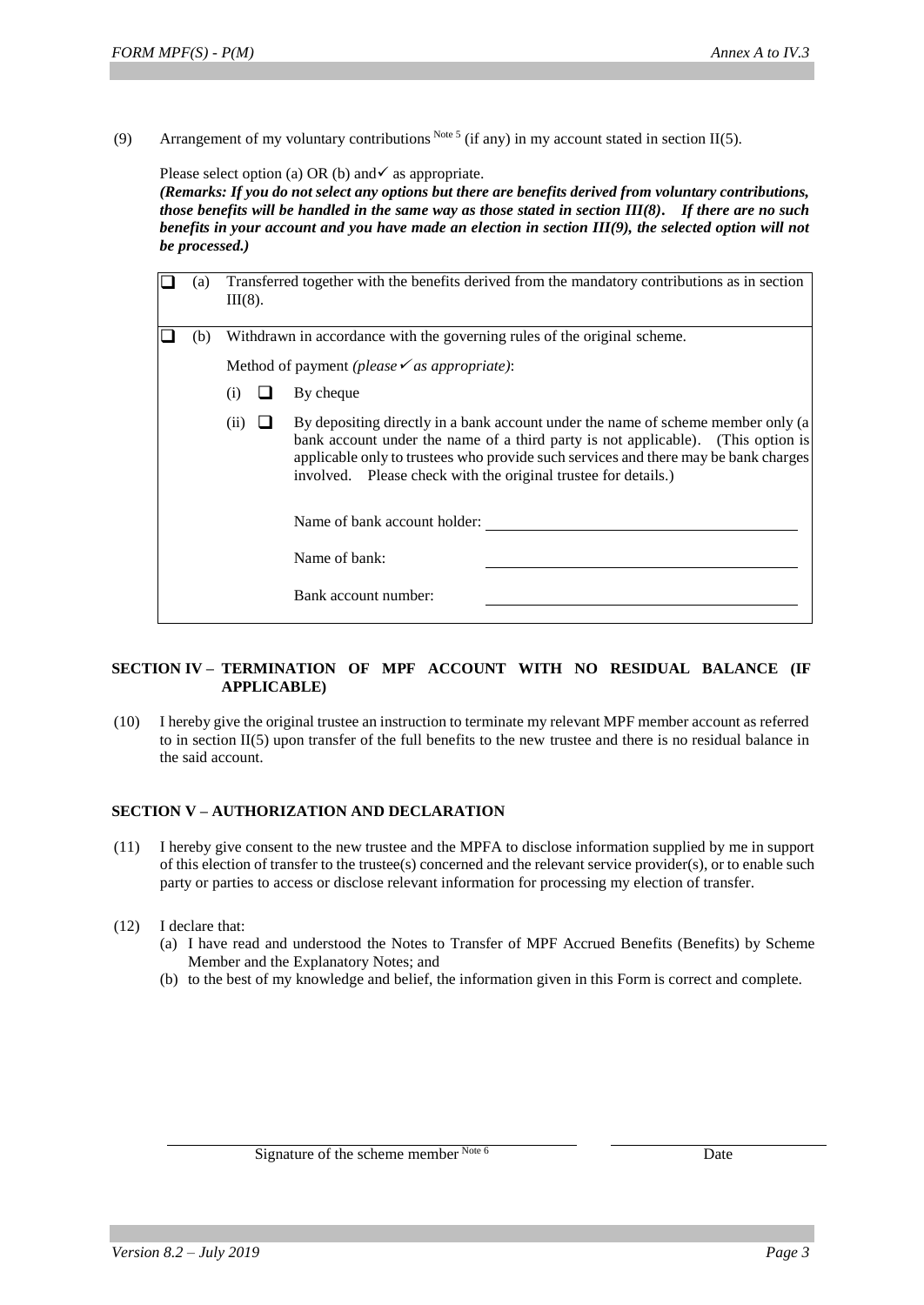(9) Arrangement of my voluntary contributions [Note 5] (if any) in my account stated in section II(5).

Please select option (a) OR (b) and ✓ as appropriate.
***(Remarks: If you do not select any options but there are benefits derived from voluntary contributions, those benefits will be handled in the same way as those stated in section III(8). If there are no such benefits in your account and you have made an election in section III(9), the selected option will not be processed.)***

❑ (a) Transferred together with the benefits derived from the mandatory contributions as in section III(8).

❑ (b) Withdrawn in accordance with the governing rules of the original scheme.

Method of payment *(please ✓ as appropriate)*:

(i) ❑ By cheque

(ii) ❑ By depositing directly in a bank account under the name of scheme member only (a bank account under the name of a third party is not applicable). (This option is applicable only to trustees who provide such services and there may be bank charges involved. Please check with the original trustee for details.)

Name of bank account holder: ______________________

Name of bank: ______________________

Bank account number: ______________________

## SECTION IV – TERMINATION OF MPF ACCOUNT WITH NO RESIDUAL BALANCE (IF APPLICABLE)

(10) I hereby give the original trustee an instruction to terminate my relevant MPF member account as referred to in section II(5) upon transfer of the full benefits to the new trustee and there is no residual balance in the said account.

## SECTION V – AUTHORIZATION AND DECLARATION

(11) I hereby give consent to the new trustee and the MPFA to disclose information supplied by me in support of this election of transfer to the trustee(s) concerned and the relevant service provider(s), or to enable such party or parties to access or disclose relevant information for processing my election of transfer.

(12) I declare that:

(a) I have read and understood the Notes to Transfer of MPF Accrued Benefits (Benefits) by Scheme Member and the Explanatory Notes; and

(b) to the best of my knowledge and belief, the information given in this Form is correct and complete.

______________________ Signature of the scheme member [Note 6]

______________________ Date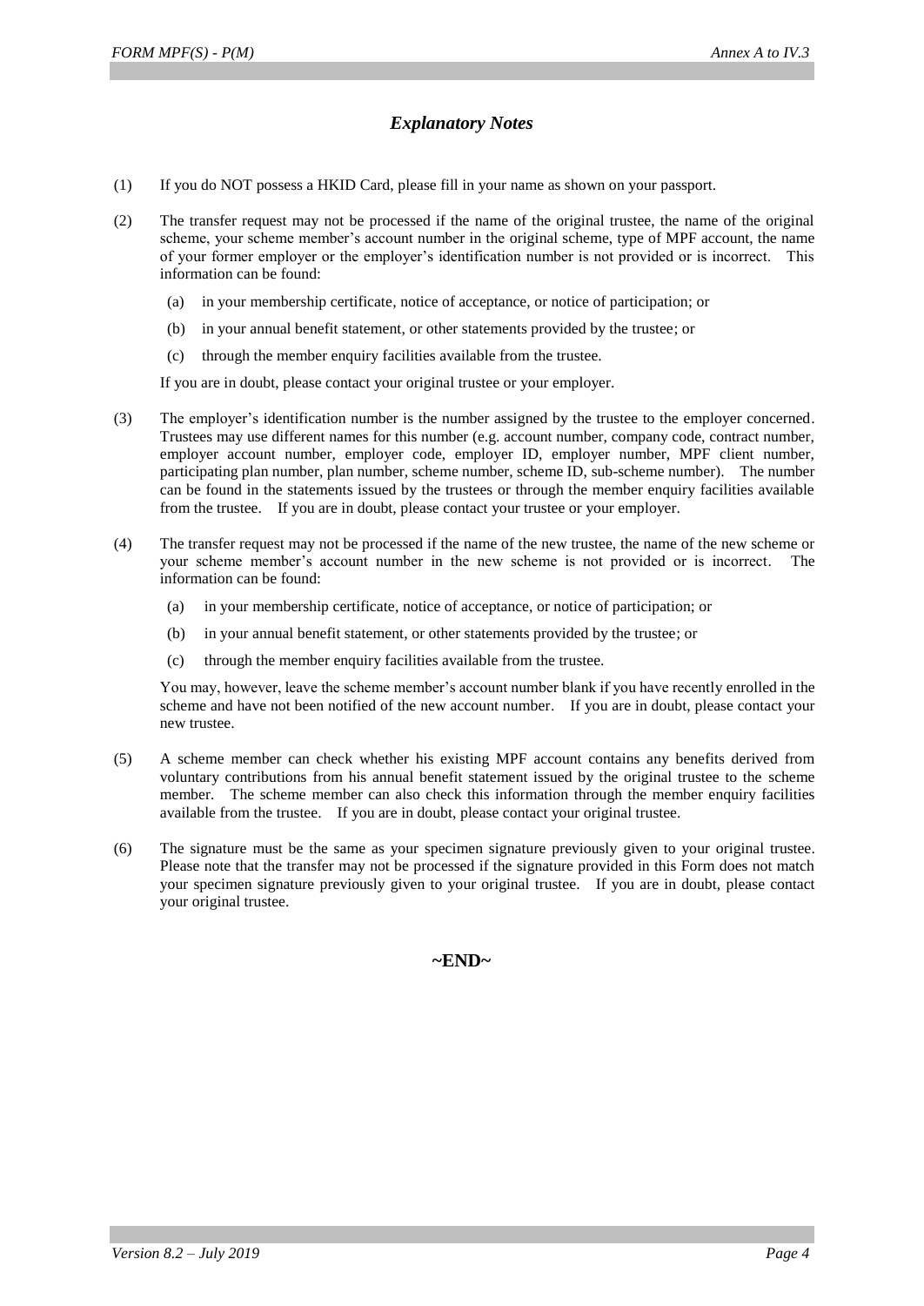## *Explanatory Notes*

(1) If you do NOT possess a HKID Card, please fill in your name as shown on your passport.

(2) The transfer request may not be processed if the name of the original trustee, the name of the original scheme, your scheme member's account number in the original scheme, type of MPF account, the name of your former employer or the employer's identification number is not provided or is incorrect. This information can be found:

  (a) in your membership certificate, notice of acceptance, or notice of participation; or

  (b) in your annual benefit statement, or other statements provided by the trustee; or

  (c) through the member enquiry facilities available from the trustee.

  If you are in doubt, please contact your original trustee or your employer.

(3) The employer's identification number is the number assigned by the trustee to the employer concerned. Trustees may use different names for this number (e.g. account number, company code, contract number, employer account number, employer code, employer ID, employer number, MPF client number, participating plan number, plan number, scheme number, scheme ID, sub-scheme number). The number can be found in the statements issued by the trustees or through the member enquiry facilities available from the trustee. If you are in doubt, please contact your trustee or your employer.

(4) The transfer request may not be processed if the name of the new trustee, the name of the new scheme or your scheme member's account number in the new scheme is not provided or is incorrect. The information can be found:

  (a) in your membership certificate, notice of acceptance, or notice of participation; or

  (b) in your annual benefit statement, or other statements provided by the trustee; or

  (c) through the member enquiry facilities available from the trustee.

  You may, however, leave the scheme member's account number blank if you have recently enrolled in the scheme and have not been notified of the new account number. If you are in doubt, please contact your new trustee.

(5) A scheme member can check whether his existing MPF account contains any benefits derived from voluntary contributions from his annual benefit statement issued by the original trustee to the scheme member. The scheme member can also check this information through the member enquiry facilities available from the trustee. If you are in doubt, please contact your original trustee.

(6) The signature must be the same as your specimen signature previously given to your original trustee. Please note that the transfer may not be processed if the signature provided in this Form does not match your specimen signature previously given to your original trustee. If you are in doubt, please contact your original trustee.

**~END~**